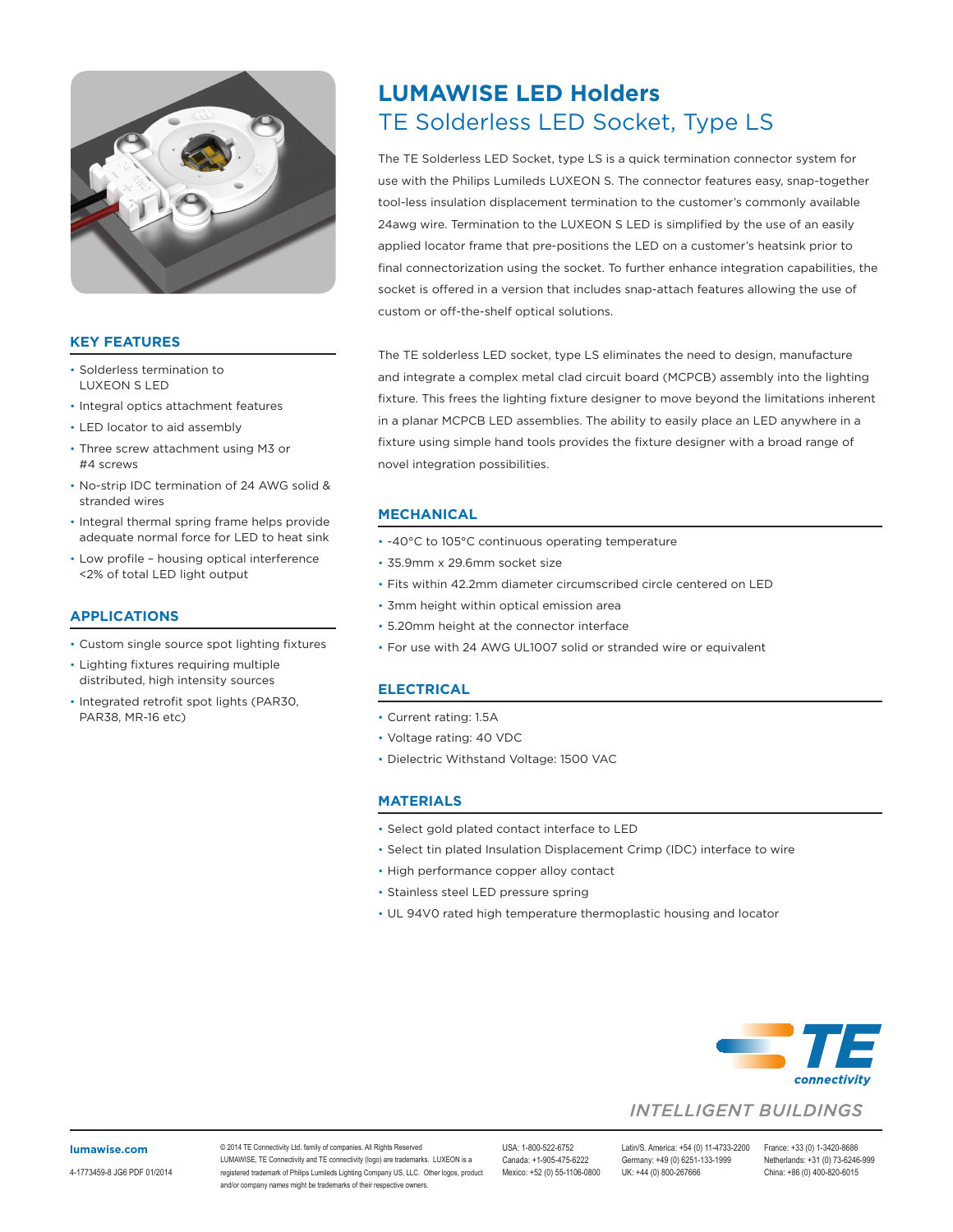# LUMAWISE LED Holders

## TE Solderless LED Socket, Type LS

The TE Solderless LED Socket, type LS is a quick termination connector system for use with the Philips Lumileds LUXEON S. The connector features easy, snap-together tool-less insulation displacement termination to the customer's commonly available 24awg wire. Termination to the LUXEON S LED is simplified by the use of an easily applied locator frame that pre-positions the LED on a customer's heatsink prior to final connectorization using the socket. To further enhance integration capabilities, the socket is offered in a version that includes snap-attach features allowing the use of custom or off-the-shelf optical solutions.

The TE solderless LED socket, type LS eliminates the need to design, manufacture and integrate a complex metal clad circuit board (MCPCB) assembly into the lighting fixture. This frees the lighting fixture designer to move beyond the limitations inherent in a planar MCPCB LED assemblies. The ability to easily place an LED anywhere in a fixture using simple hand tools provides the fixture designer with a broad range of novel integration possibilities.

### KEY FEATURES

- Solderless termination to LUXEON S LED
- Integral optics attachment features
- LED locator to aid assembly
- Three screw attachment using M3 or #4 screws
- No-strip IDC termination of 24 AWG solid & stranded wires
- Integral thermal spring frame helps provide adequate normal force for LED to heat sink
- Low profile – housing optical interference <2% of total LED light output

### APPLICATIONS

- Custom single source spot lighting fixtures
- Lighting fixtures requiring multiple distributed, high intensity sources
- Integrated retrofit spot lights (PAR30, PAR38, MR-16 etc)

### MECHANICAL

- -40°C to 105°C continuous operating temperature
- 35.9mm x 29.6mm socket size
- Fits within 42.2mm diameter circumscribed circle centered on LED
- 3mm height within optical emission area
- 5.20mm height at the connector interface
- For use with 24 AWG UL1007 solid or stranded wire or equivalent

### ELECTRICAL

- Current rating: 1.5A
- Voltage rating: 40 VDC
- Dielectric Withstand Voltage: 1500 VAC

### MATERIALS

- Select gold plated contact interface to LED
- Select tin plated Insulation Displacement Crimp (IDC) interface to wire
- High performance copper alloy contact
- Stainless steel LED pressure spring
- UL 94V0 rated high temperature thermoplastic housing and locator

TE connectivity

*INTELLIGENT BUILDINGS*

**lumawise.com**

4-1773459-8 JG6 PDF 01/2014

© 2014 TE Connectivity Ltd. family of companies. All Rights Reserved
LUMAWISE, TE Connectivity and TE connectivity (logo) are trademarks. LUXEON is a registered trademark of Philips Lumileds Lighting Company US, LLC. Other logos, product and/or company names might be trademarks of their respective owners.

USA: 1-800-522-6752
Canada: +1-905-475-6222
Mexico: +52 (0) 55-1106-0800

Latin/S. America: +54 (0) 11-4733-2200
Germany: +49 (0) 6251-133-1999
UK: +44 (0) 800-267666

France: +33 (0) 1-3420-8686
Netherlands: +31 (0) 73-6246-999
China: +86 (0) 400-820-6015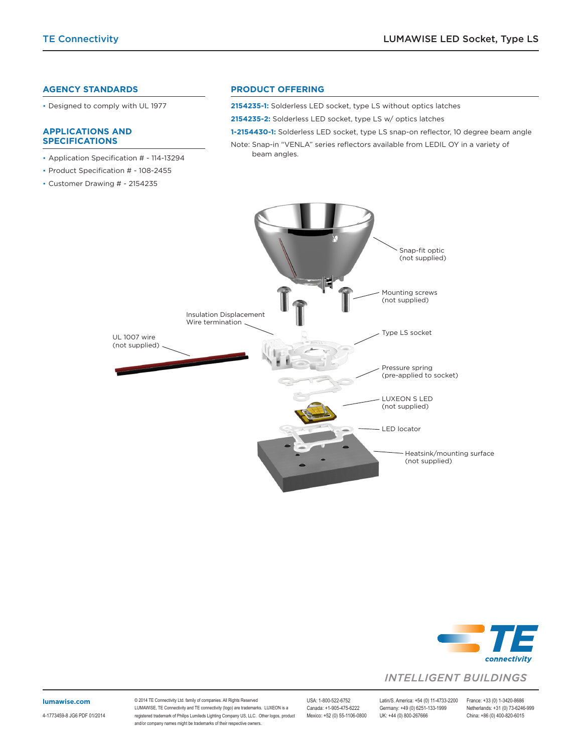## AGENCY STANDARDS

- Designed to comply with UL 1977

## APPLICATIONS AND SPECIFICATIONS

- Application Specification # - 114-13294
- Product Specification # - 108-2455
- Customer Drawing # - 2154235

## PRODUCT OFFERING

**2154235-1:** Solderless LED socket, type LS without optics latches

**2154235-2:** Solderless LED socket, type LS w/ optics latches

**1-2154430-1:** Solderless LED socket, type LS snap-on reflector, 10 degree beam angle

Note: Snap-in "VENLA" series reflectors available from LEDIL OY in a variety of beam angles.

Snap-fit optic (not supplied)

Mounting screws (not supplied)

Insulation Displacement Wire termination

UL 1007 wire (not supplied)

Type LS socket

Pressure spring (pre-applied to socket)

LUXEON S LED (not supplied)

LED locator

Heatsink/mounting surface (not supplied)

INTELLIGENT BUILDINGS

**lumawise.com**

4-1773459-8 JG6 PDF 01/2014

© 2014 TE Connectivity Ltd. family of companies. All Rights Reserved
LUMAWISE, TE Connectivity and TE connectivity (logo) are trademarks. LUXEON is a registered trademark of Philips Lumileds Lighting Company US, LLC. Other logos, product and/or company names might be trademarks of their respective owners.

USA: 1-800-522-6752
Canada: +1-905-475-6222
Mexico: +52 (0) 55-1106-0800

Latin/S. America: +54 (0) 11-4733-2200
Germany: +49 (0) 6251-133-1999
UK: +44 (0) 800-267666

France: +33 (0) 1-3420-8686
Netherlands: +31 (0) 73-6246-999
China: +86 (0) 400-820-6015